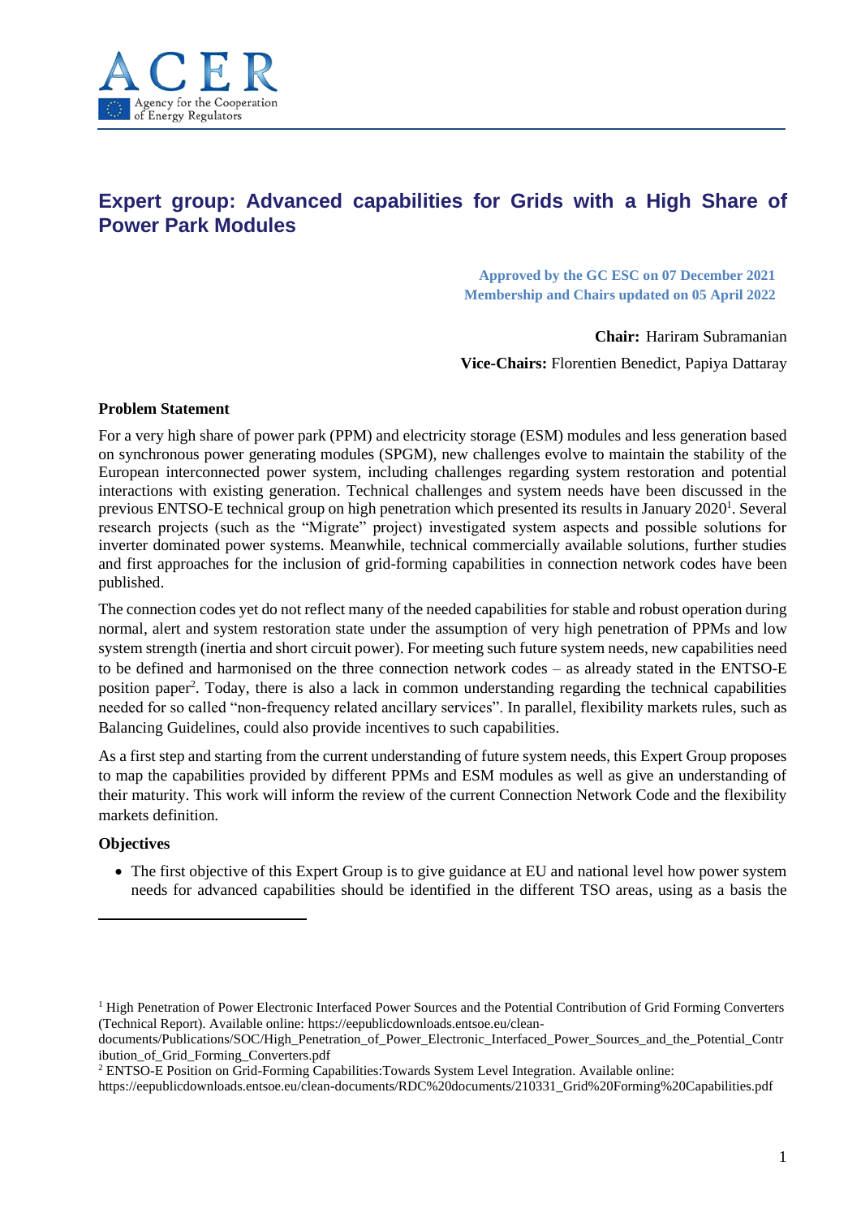ACER Agency for the Cooperation of Energy Regulators

# Expert group: Advanced capabilities for Grids with a High Share of Power Park Modules

**Approved by the GC ESC on 07 December 2021**
**Membership and Chairs updated on 05 April 2022**

**Chair:** Hariram Subramanian

**Vice-Chairs:** Florentien Benedict, Papiya Dattaray

**Problem Statement**

For a very high share of power park (PPM) and electricity storage (ESM) modules and less generation based on synchronous power generating modules (SPGM), new challenges evolve to maintain the stability of the European interconnected power system, including challenges regarding system restoration and potential interactions with existing generation. Technical challenges and system needs have been discussed in the previous ENTSO-E technical group on high penetration which presented its results in January 2020[1]. Several research projects (such as the "Migrate" project) investigated system aspects and possible solutions for inverter dominated power systems. Meanwhile, technical commercially available solutions, further studies and first approaches for the inclusion of grid-forming capabilities in connection network codes have been published.

The connection codes yet do not reflect many of the needed capabilities for stable and robust operation during normal, alert and system restoration state under the assumption of very high penetration of PPMs and low system strength (inertia and short circuit power). For meeting such future system needs, new capabilities need to be defined and harmonised on the three connection network codes – as already stated in the ENTSO-E position paper[2]. Today, there is also a lack in common understanding regarding the technical capabilities needed for so called "non-frequency related ancillary services". In parallel, flexibility markets rules, such as Balancing Guidelines, could also provide incentives to such capabilities.

As a first step and starting from the current understanding of future system needs, this Expert Group proposes to map the capabilities provided by different PPMs and ESM modules as well as give an understanding of their maturity. This work will inform the review of the current Connection Network Code and the flexibility markets definition.

**Objectives**

- The first objective of this Expert Group is to give guidance at EU and national level how power system needs for advanced capabilities should be identified in the different TSO areas, using as a basis the

---

[1] High Penetration of Power Electronic Interfaced Power Sources and the Potential Contribution of Grid Forming Converters (Technical Report). Available online: https://eepublicdownloads.entsoe.eu/clean-documents/Publications/SOC/High_Penetration_of_Power_Electronic_Interfaced_Power_Sources_and_the_Potential_Contribution_of_Grid_Forming_Converters.pdf

[2] ENTSO-E Position on Grid-Forming Capabilities:Towards System Level Integration. Available online: https://eepublicdownloads.entsoe.eu/clean-documents/RDC%20documents/210331_Grid%20Forming%20Capabilities.pdf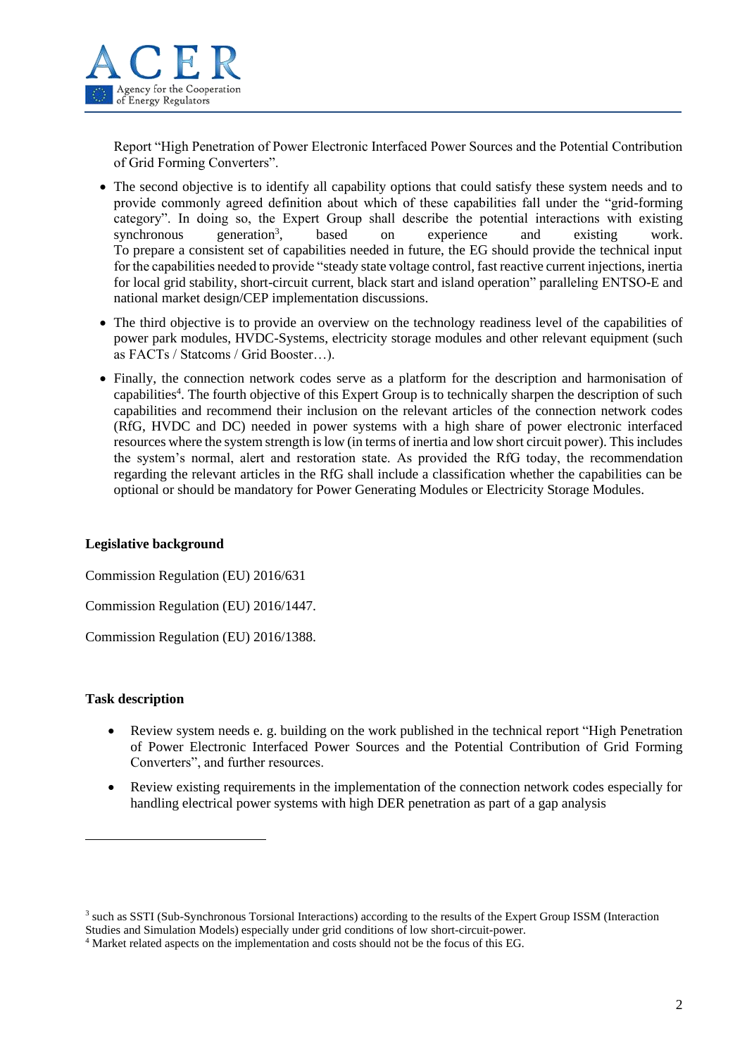Report "High Penetration of Power Electronic Interfaced Power Sources and the Potential Contribution of Grid Forming Converters".

- The second objective is to identify all capability options that could satisfy these system needs and to provide commonly agreed definition about which of these capabilities fall under the "grid-forming category". In doing so, the Expert Group shall describe the potential interactions with existing synchronous generation[3], based on experience and existing work. To prepare a consistent set of capabilities needed in future, the EG should provide the technical input for the capabilities needed to provide "steady state voltage control, fast reactive current injections, inertia for local grid stability, short-circuit current, black start and island operation" paralleling ENTSO-E and national market design/CEP implementation discussions.
- The third objective is to provide an overview on the technology readiness level of the capabilities of power park modules, HVDC-Systems, electricity storage modules and other relevant equipment (such as FACTs / Statcoms / Grid Booster…).
- Finally, the connection network codes serve as a platform for the description and harmonisation of capabilities[4]. The fourth objective of this Expert Group is to technically sharpen the description of such capabilities and recommend their inclusion on the relevant articles of the connection network codes (RfG, HVDC and DC) needed in power systems with a high share of power electronic interfaced resources where the system strength is low (in terms of inertia and low short circuit power). This includes the system's normal, alert and restoration state. As provided the RfG today, the recommendation regarding the relevant articles in the RfG shall include a classification whether the capabilities can be optional or should be mandatory for Power Generating Modules or Electricity Storage Modules.

**Legislative background**

Commission Regulation (EU) 2016/631

Commission Regulation (EU) 2016/1447.

Commission Regulation (EU) 2016/1388.

**Task description**

- Review system needs e. g. building on the work published in the technical report "High Penetration of Power Electronic Interfaced Power Sources and the Potential Contribution of Grid Forming Converters", and further resources.
- Review existing requirements in the implementation of the connection network codes especially for handling electrical power systems with high DER penetration as part of a gap analysis

[3] such as SSTI (Sub-Synchronous Torsional Interactions) according to the results of the Expert Group ISSM (Interaction Studies and Simulation Models) especially under grid conditions of low short-circuit-power.

[4] Market related aspects on the implementation and costs should not be the focus of this EG.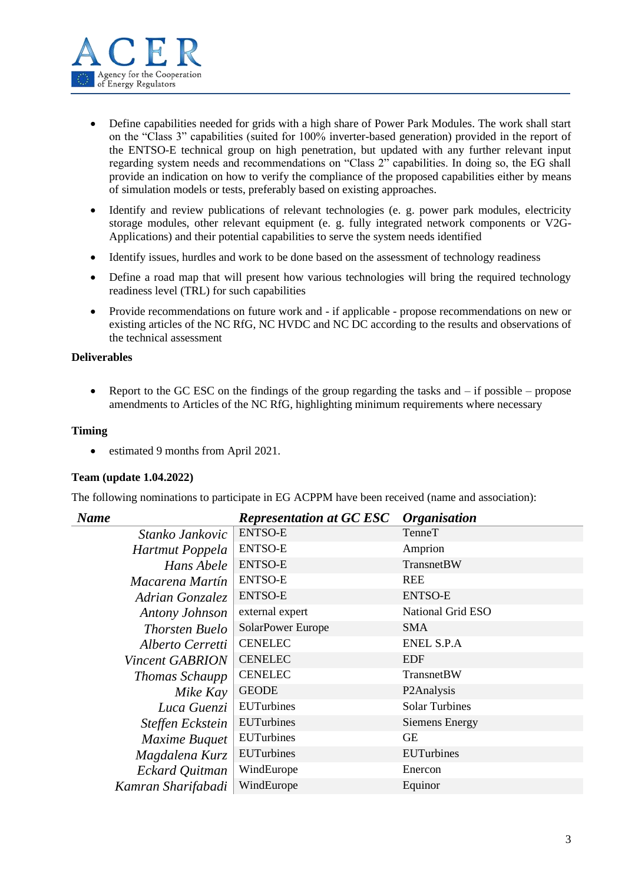- Define capabilities needed for grids with a high share of Power Park Modules. The work shall start on the "Class 3" capabilities (suited for 100% inverter-based generation) provided in the report of the ENTSO-E technical group on high penetration, but updated with any further relevant input regarding system needs and recommendations on "Class 2" capabilities. In doing so, the EG shall provide an indication on how to verify the compliance of the proposed capabilities either by means of simulation models or tests, preferably based on existing approaches.
- Identify and review publications of relevant technologies (e. g. power park modules, electricity storage modules, other relevant equipment (e. g. fully integrated network components or V2G-Applications) and their potential capabilities to serve the system needs identified
- Identify issues, hurdles and work to be done based on the assessment of technology readiness
- Define a road map that will present how various technologies will bring the required technology readiness level (TRL) for such capabilities
- Provide recommendations on future work and - if applicable - propose recommendations on new or existing articles of the NC RfG, NC HVDC and NC DC according to the results and observations of the technical assessment

**Deliverables**

- Report to the GC ESC on the findings of the group regarding the tasks and – if possible – propose amendments to Articles of the NC RfG, highlighting minimum requirements where necessary

**Timing**

- estimated 9 months from April 2021.

**Team (update 1.04.2022)**

The following nominations to participate in EG ACPPM have been received (name and association):

| *Name* | *Representation at GC ESC* | *Organisation* |
|---|---|---|
| *Stanko Jankovic* | ENTSO-E | TenneT |
| *Hartmut Poppela* | ENTSO-E | Amprion |
| *Hans Abele* | ENTSO-E | TransnetBW |
| *Macarena Martín* | ENTSO-E | REE |
| *Adrian Gonzalez* | ENTSO-E | ENTSO-E |
| *Antony Johnson* | external expert | National Grid ESO |
| *Thorsten Buelo* | SolarPower Europe | SMA |
| *Alberto Cerretti* | CENELEC | ENEL S.P.A |
| *Vincent GABRION* | CENELEC | EDF |
| *Thomas Schaupp* | CENELEC | TransnetBW |
| *Mike Kay* | GEODE | P2Analysis |
| *Luca Guenzi* | EUTurbines | Solar Turbines |
| *Steffen Eckstein* | EUTurbines | Siemens Energy |
| *Maxime Buquet* | EUTurbines | GE |
| *Magdalena Kurz* | EUTurbines | EUTurbines |
| *Eckard Quitman* | WindEurope | Enercon |
| *Kamran Sharifabadi* | WindEurope | Equinor |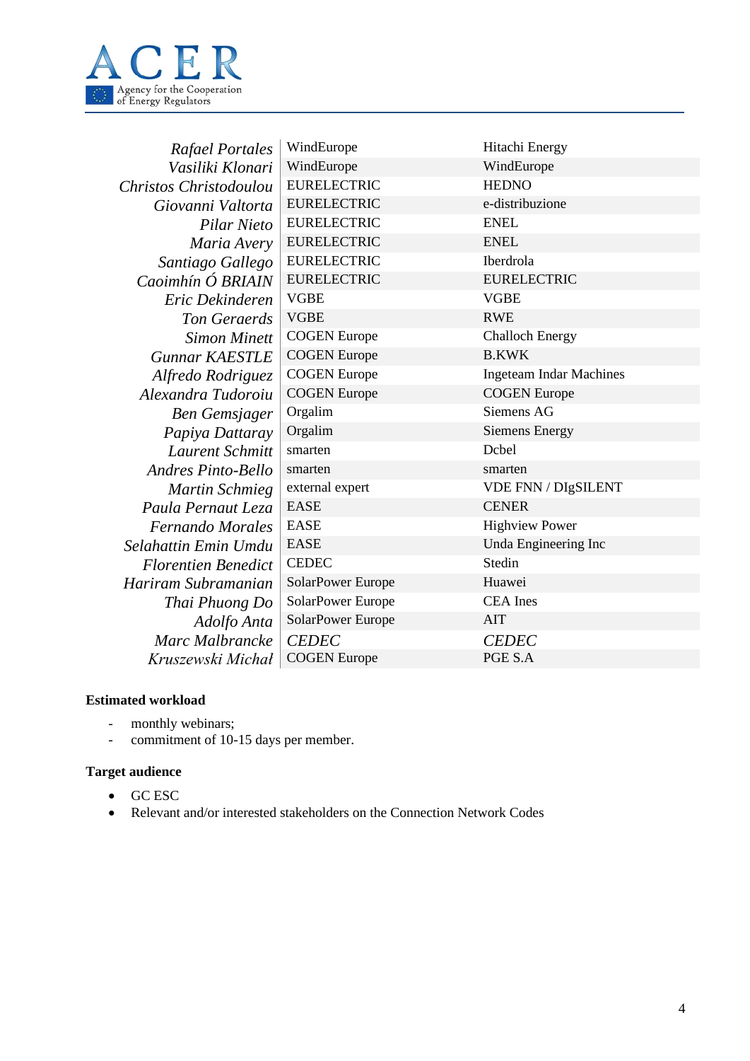| | | |
|---|---|---|
| *Rafael Portales* | WindEurope | Hitachi Energy |
| *Vasiliki Klonari* | WindEurope | WindEurope |
| *Christos Christodoulou* | EURELECTRIC | HEDNO |
| *Giovanni Valtorta* | EURELECTRIC | e-distribuzione |
| *Pilar Nieto* | EURELECTRIC | ENEL |
| *Maria Avery* | EURELECTRIC | ENEL |
| *Santiago Gallego* | EURELECTRIC | Iberdrola |
| *Caoimhín Ó BRAIN* | EURELECTRIC | EURELECTRIC |
| *Eric Dekinderen* | VGBE | VGBE |
| *Ton Geraerds* | VGBE | RWE |
| *Simon Minett* | COGEN Europe | Challoch Energy |
| *Gunnar KAESTLE* | COGEN Europe | B.KWK |
| *Alfredo Rodriguez* | COGEN Europe | Ingeteam Indar Machines |
| *Alexandra Tudoroiu* | COGEN Europe | COGEN Europe |
| *Ben Gemsjager* | Orgalim | Siemens AG |
| *Papiya Dattaray* | Orgalim | Siemens Energy |
| *Laurent Schmitt* | smarten | Dcbel |
| *Andres Pinto-Bello* | smarten | smarten |
| *Martin Schmieg* | external expert | VDE FNN / DIgSILENT |
| *Paula Pernaut Leza* | EASE | CENER |
| *Fernando Morales* | EASE | Highview Power |
| *Selahattin Emin Umdu* | EASE | Unda Engineering Inc |
| *Florentien Benedict* | CEDEC | Stedin |
| *Hariram Subramanian* | SolarPower Europe | Huawei |
| *Thai Phuong Do* | SolarPower Europe | CEA Ines |
| *Adolfo Anta* | SolarPower Europe | AIT |
| *Marc Malbrancke* | *CEDEC* | *CEDEC* |
| *Kruszewski Michał* | COGEN Europe | PGE S.A |

**Estimated workload**

- monthly webinars;
- commitment of 10-15 days per member.

**Target audience**

- GC ESC
- Relevant and/or interested stakeholders on the Connection Network Codes